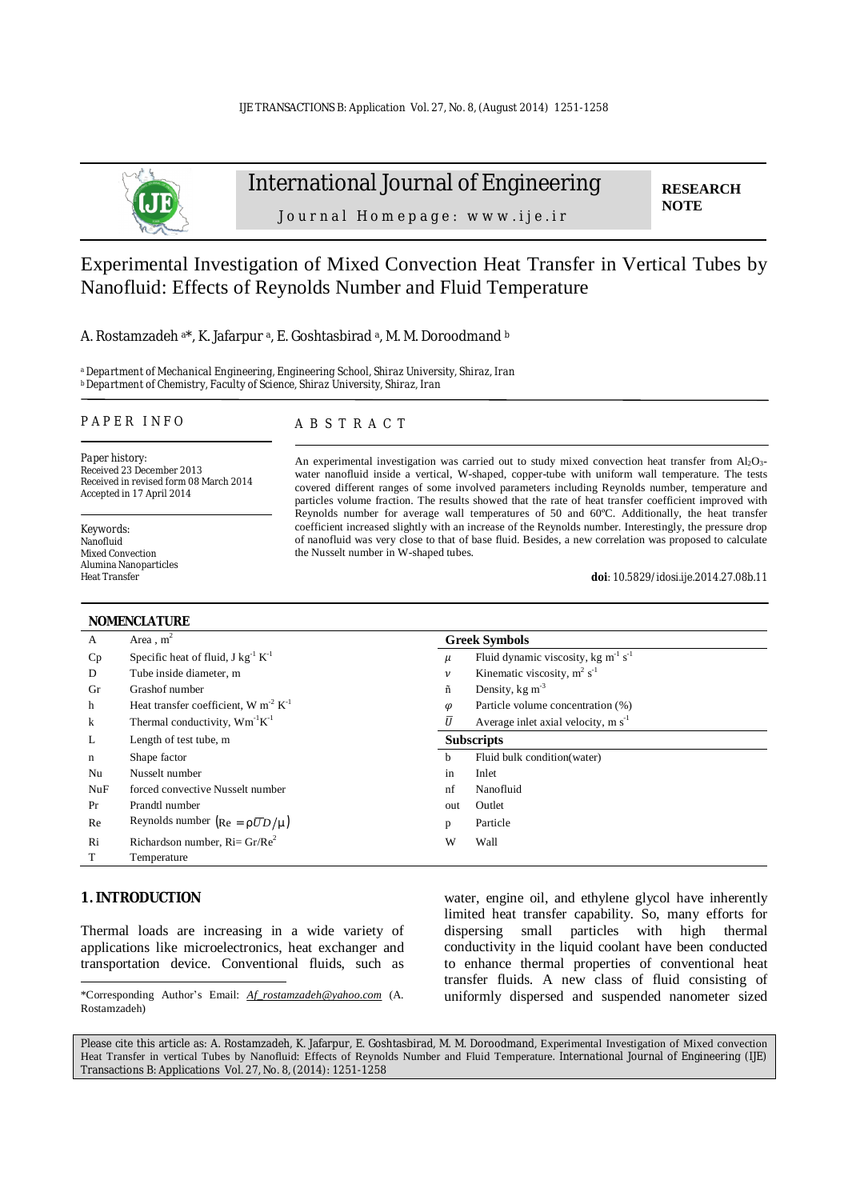International Journal of Engineering

Journal Homepage: www.ije.ir

**RESEARCH NOTE**

# Experimental Investigation of Mixed Convection Heat Transfer in Vertical Tubes by Nanofluid: Effects of Reynolds Number and Fluid Temperature

A. Rostamzadeh [a]*, K. Jafarpur [a], E. Goshtasbirad [a], M. M. Doroodmand [b]

[a] Department of Mechanical Engineering, Engineering School, Shiraz University, Shiraz, Iran
[b] Department of Chemistry, Faculty of Science, Shiraz University, Shiraz, Iran

## PAPER INFO

*Paper history:*
Received 23 December 2013
Received in revised form 08 March 2014
Accepted in 17 April 2014

*Keywords:*
Nanofluid
Mixed Convection
Alumina Nanoparticles
Heat Transfer

## ABSTRACT

An experimental investigation was carried out to study mixed convection heat transfer from $Al_2O_3$-water nanofluid inside a vertical, W-shaped, copper-tube with uniform wall temperature. The tests covered different ranges of some involved parameters including Reynolds number, temperature and particles volume fraction. The results showed that the rate of heat transfer coefficient improved with Reynolds number for average wall temperatures of 50 and 60ºC. Additionally, the heat transfer coefficient increased slightly with an increase of the Reynolds number. Interestingly, the pressure drop of nanofluid was very close to that of base fluid. Besides, a new correlation was proposed to calculate the Nusselt number in W-shaped tubes.

**doi**: 10.5829/idosi.ije.2014.27.08b.11

## NOMENCLATURE

| Symbol | Description |
|---|---|
| A | Area , $m^2$ |
| Cp | Specific heat of fluid, J $kg^{-1}$ $K^{-1}$ |
| D | Tube inside diameter, m |
| Gr | Grashof number |
| h | Heat transfer coefficient, W $m^{-2}$ $K^{-1}$ |
| k | Thermal conductivity, $Wm^{-1}K^{-1}$ |
| L | Length of test tube, m |
| n | Shape factor |
| Nu | Nusselt number |
| NuF | forced convective Nusselt number |
| Pr | Prandtl number |
| Re | Reynolds number $(Re = \rho \overline{U} D/\mu)$ |
| Ri | Richardson number, Ri= $Gr/Re^2$ |
| T | Temperature |

| Greek Symbols | |
|---|---|
| $\mu$ | Fluid dynamic viscosity, kg $m^{-1}$ $s^{-1}$ |
| $\nu$ | Kinematic viscosity, $m^2$ $s^{-1}$ |
| $\rho$ | Density, kg $m^{-3}$ |
| $\varphi$ | Particle volume concentration (%) |
| $\overline{U}$ | Average inlet axial velocity, m $s^{-1}$ |

| Subscripts | |
|---|---|
| b | Fluid bulk condition(water) |
| in | Inlet |
| nf | Nanofluid |
| out | Outlet |
| p | Particle |
| W | Wall |

## 1. INTRODUCTION

Thermal loads are increasing in a wide variety of applications like microelectronics, heat exchanger and transportation device. Conventional fluids, such as water, engine oil, and ethylene glycol have inherently limited heat transfer capability. So, many efforts for dispersing small particles with high thermal conductivity in the liquid coolant have been conducted to enhance thermal properties of conventional heat transfer fluids. A new class of fluid consisting of uniformly dispersed and suspended nanometer sized

*Corresponding Author's Email: *Af_rostamzadeh@yahoo.com* (A. Rostamzadeh)

Please cite this article as: A. Rostamzadeh, K. Jafarpur, E. Goshtasbirad, M. M. Doroodmand, Experimental Investigation of Mixed convection Heat Transfer in vertical Tubes by Nanofluid: Effects of Reynolds Number and Fluid Temperature. International Journal of Engineering (IJE) Transactions B: Applications Vol. 27, No. 8, (2014): 1251-1258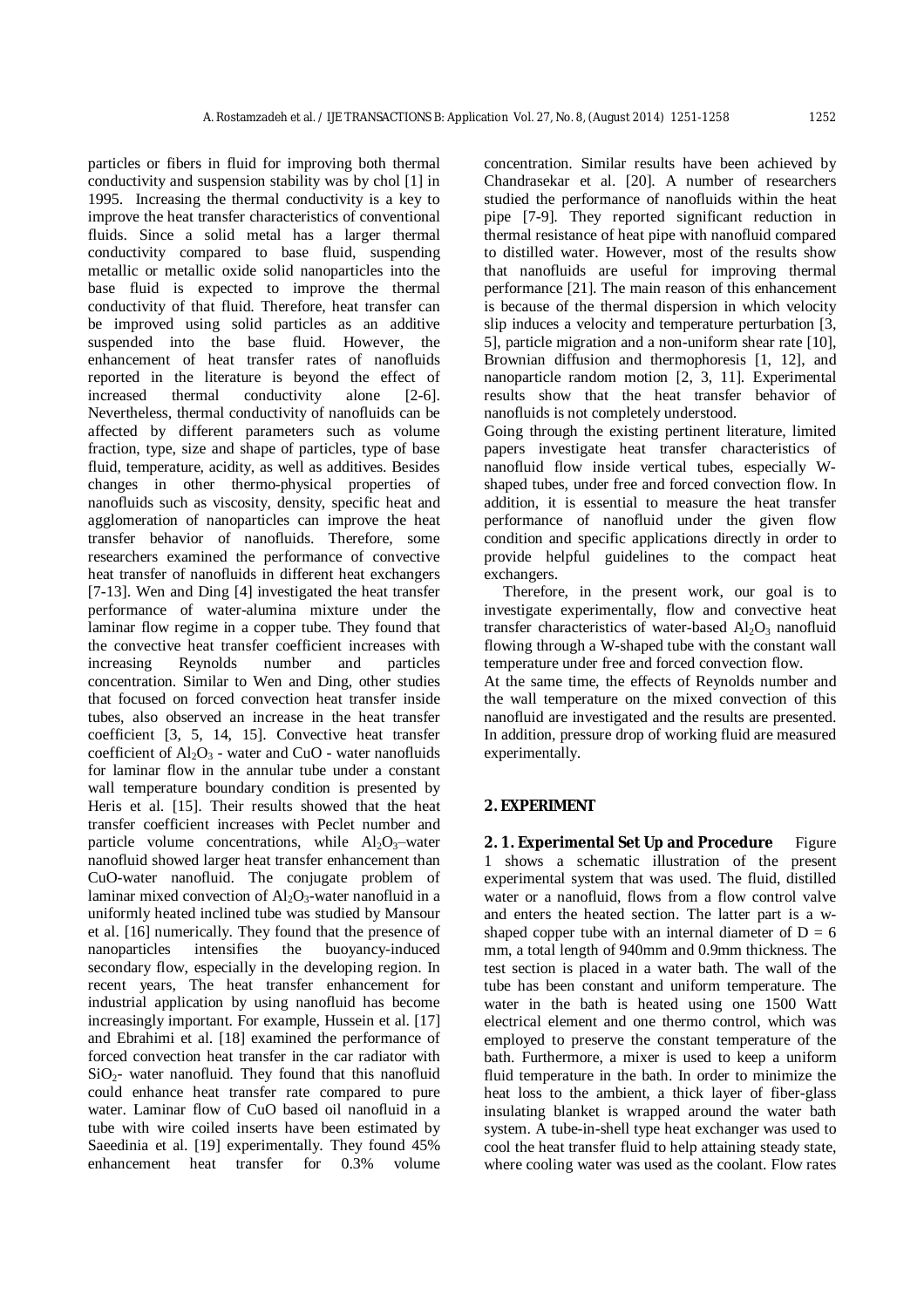particles or fibers in fluid for improving both thermal conductivity and suspension stability was by chol [1] in 1995. Increasing the thermal conductivity is a key to improve the heat transfer characteristics of conventional fluids. Since a solid metal has a larger thermal conductivity compared to base fluid, suspending metallic or metallic oxide solid nanoparticles into the base fluid is expected to improve the thermal conductivity of that fluid. Therefore, heat transfer can be improved using solid particles as an additive suspended into the base fluid. However, the enhancement of heat transfer rates of nanofluids reported in the literature is beyond the effect of increased thermal conductivity alone [2-6]. Nevertheless, thermal conductivity of nanofluids can be affected by different parameters such as volume fraction, type, size and shape of particles, type of base fluid, temperature, acidity, as well as additives. Besides changes in other thermo-physical properties of nanofluids such as viscosity, density, specific heat and agglomeration of nanoparticles can improve the heat transfer behavior of nanofluids. Therefore, some researchers examined the performance of convective heat transfer of nanofluids in different heat exchangers [7-13]. Wen and Ding [4] investigated the heat transfer performance of water-alumina mixture under the laminar flow regime in a copper tube. They found that the convective heat transfer coefficient increases with increasing Reynolds number and particles concentration. Similar to Wen and Ding, other studies that focused on forced convection heat transfer inside tubes, also observed an increase in the heat transfer coefficient [3, 5, 14, 15]. Convective heat transfer coefficient of $Al_2O_3$ - water and CuO - water nanofluids for laminar flow in the annular tube under a constant wall temperature boundary condition is presented by Heris et al. [15]. Their results showed that the heat transfer coefficient increases with Peclet number and particle volume concentrations, while $Al_2O_3$–water nanofluid showed larger heat transfer enhancement than CuO-water nanofluid. The conjugate problem of laminar mixed convection of $Al_2O_3$-water nanofluid in a uniformly heated inclined tube was studied by Mansour et al. [16] numerically. They found that the presence of nanoparticles intensifies the buoyancy-induced secondary flow, especially in the developing region. In recent years, The heat transfer enhancement for industrial application by using nanofluid has become increasingly important. For example, Hussein et al. [17] and Ebrahimi et al. [18] examined the performance of forced convection heat transfer in the car radiator with $SiO_2$- water nanofluid. They found that this nanofluid could enhance heat transfer rate compared to pure water. Laminar flow of CuO based oil nanofluid in a tube with wire coiled inserts have been estimated by Saeedinia et al. [19] experimentally. They found 45% enhancement heat transfer for 0.3% volume concentration. Similar results have been achieved by Chandrasekar et al. [20]. A number of researchers studied the performance of nanofluids within the heat pipe [7-9]. They reported significant reduction in thermal resistance of heat pipe with nanofluid compared to distilled water. However, most of the results show that nanofluids are useful for improving thermal performance [21]. The main reason of this enhancement is because of the thermal dispersion in which velocity slip induces a velocity and temperature perturbation [3, 5], particle migration and a non-uniform shear rate [10], Brownian diffusion and thermophoresis [1, 12], and nanoparticle random motion [2, 3, 11]. Experimental results show that the heat transfer behavior of nanofluids is not completely understood.

Going through the existing pertinent literature, limited papers investigate heat transfer characteristics of nanofluid flow inside vertical tubes, especially W-shaped tubes, under free and forced convection flow. In addition, it is essential to measure the heat transfer performance of nanofluid under the given flow condition and specific applications directly in order to provide helpful guidelines to the compact heat exchangers.

Therefore, in the present work, our goal is to investigate experimentally, flow and convective heat transfer characteristics of water-based $Al_2O_3$ nanofluid flowing through a W-shaped tube with the constant wall temperature under free and forced convection flow.

At the same time, the effects of Reynolds number and the wall temperature on the mixed convection of this nanofluid are investigated and the results are presented. In addition, pressure drop of working fluid are measured experimentally.

## 2. EXPERIMENT

**2. 1. Experimental Set Up and Procedure** Figure 1 shows a schematic illustration of the present experimental system that was used. The fluid, distilled water or a nanofluid, flows from a flow control valve and enters the heated section. The latter part is a w-shaped copper tube with an internal diameter of D = 6 mm, a total length of 940mm and 0.9mm thickness. The test section is placed in a water bath. The wall of the tube has been constant and uniform temperature. The water in the bath is heated using one 1500 Watt electrical element and one thermo control, which was employed to preserve the constant temperature of the bath. Furthermore, a mixer is used to keep a uniform fluid temperature in the bath. In order to minimize the heat loss to the ambient, a thick layer of fiber-glass insulating blanket is wrapped around the water bath system. A tube-in-shell type heat exchanger was used to cool the heat transfer fluid to help attaining steady state, where cooling water was used as the coolant. Flow rates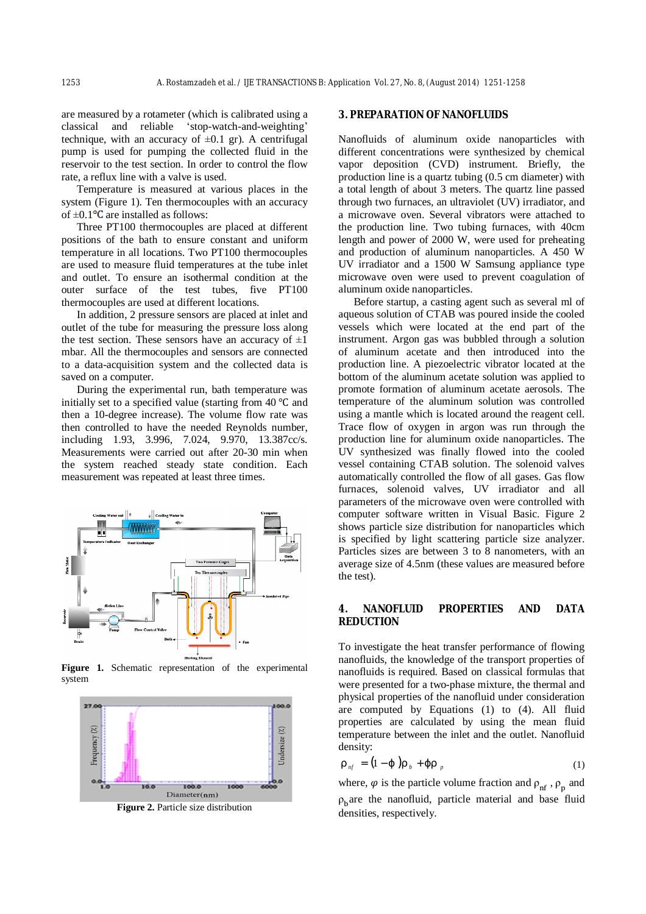are measured by a rotameter (which is calibrated using a classical and reliable 'stop-watch-and-weighting' technique, with an accuracy of ±0.1 gr). A centrifugal pump is used for pumping the collected fluid in the reservoir to the test section. In order to control the flow rate, a reflux line with a valve is used.

Temperature is measured at various places in the system (Figure 1). Ten thermocouples with an accuracy of ±0.1℃ are installed as follows:

Three PT100 thermocouples are placed at different positions of the bath to ensure constant and uniform temperature in all locations. Two PT100 thermocouples are used to measure fluid temperatures at the tube inlet and outlet. To ensure an isothermal condition at the outer surface of the test tubes, five PT100 thermocouples are used at different locations.

In addition, 2 pressure sensors are placed at inlet and outlet of the tube for measuring the pressure loss along the test section. These sensors have an accuracy of ±1 mbar. All the thermocouples and sensors are connected to a data-acquisition system and the collected data is saved on a computer.

During the experimental run, bath temperature was initially set to a specified value (starting from 40 ℃ and then a 10-degree increase). The volume flow rate was then controlled to have the needed Reynolds number, including 1.93, 3.996, 7.024, 9.970, 13.387cc/s. Measurements were carried out after 20-30 min when the system reached steady state condition. Each measurement was repeated at least three times.

**Figure 1.** Schematic representation of the experimental system

**Figure 2.** Particle size distribution

## 3. PREPARATION OF NANOFLUIDS

Nanofluids of aluminum oxide nanoparticles with different concentrations were synthesized by chemical vapor deposition (CVD) instrument. Briefly, the production line is a quartz tubing (0.5 cm diameter) with a total length of about 3 meters. The quartz line passed through two furnaces, an ultraviolet (UV) irradiator, and a microwave oven. Several vibrators were attached to the production line. Two tubing furnaces, with 40cm length and power of 2000 W, were used for preheating and production of aluminum nanoparticles. A 450 W UV irradiator and a 1500 W Samsung appliance type microwave oven were used to prevent coagulation of aluminum oxide nanoparticles.

Before startup, a casting agent such as several ml of aqueous solution of CTAB was poured inside the cooled vessels which were located at the end part of the instrument. Argon gas was bubbled through a solution of aluminum acetate and then introduced into the production line. A piezoelectric vibrator located at the bottom of the aluminum acetate solution was applied to promote formation of aluminum acetate aerosols. The temperature of the aluminum solution was controlled using a mantle which is located around the reagent cell. Trace flow of oxygen in argon was run through the production line for aluminum oxide nanoparticles. The UV synthesized was finally flowed into the cooled vessel containing CTAB solution. The solenoid valves automatically controlled the flow of all gases. Gas flow furnaces, solenoid valves, UV irradiator and all parameters of the microwave oven were controlled with computer software written in Visual Basic. Figure 2 shows particle size distribution for nanoparticles which is specified by light scattering particle size analyzer. Particles sizes are between 3 to 8 nanometers, with an average size of 4.5nm (these values are measured before the test).

## 4. NANOFLUID PROPERTIES AND DATA REDUCTION

To investigate the heat transfer performance of flowing nanofluids, the knowledge of the transport properties of nanofluids is required. Based on classical formulas that were presented for a two-phase mixture, the thermal and physical properties of the nanofluid under consideration are computed by Equations (1) to (4). All fluid properties are calculated by using the mean fluid temperature between the inlet and the outlet. Nanofluid density:

$$\rho_{nf} = (1-\varphi)\rho_b + \varphi\rho_p \tag{1}$$

where, $\varphi$ is the particle volume fraction and $\rho_{nf}$, $\rho_p$ and $\rho_b$ are the nanofluid, particle material and base fluid densities, respectively.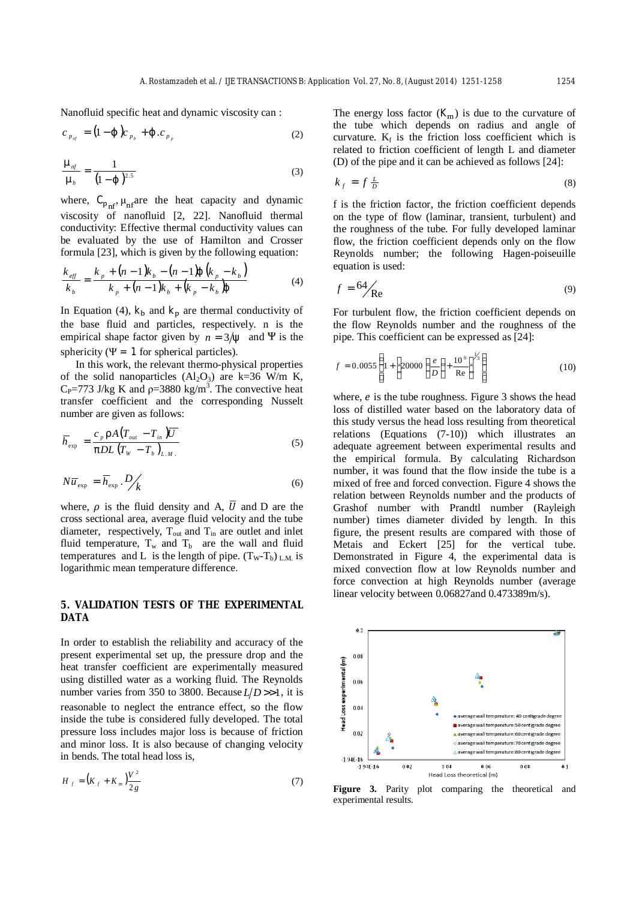Nanofluid specific heat and dynamic viscosity can :

$$c_{p_{nf}} = (1-\varphi)c_{p_b} + \varphi . c_{p_p} \tag{2}$$

$$\frac{\mu_{nf}}{\mu_b} = \frac{1}{(1-\varphi)^{2.5}} \tag{3}$$

where, $C_{p_{nf}}, \mu_{nf}$ are the heat capacity and dynamic viscosity of nanofluid [2, 22]. Nanofluid thermal conductivity: Effective thermal conductivity values can be evaluated by the use of Hamilton and Crosser formula [23], which is given by the following equation:

$$\frac{k_{eff}}{k_b} = \frac{k_p + (n-1)k_b - (n-1)\varphi (k_p - k_b)}{k_p + (n-1)k_b + (k_p - k_b)\varphi} \tag{4}$$

In Equation (4), $k_b$ and $k_p$ are thermal conductivity of the base fluid and particles, respectively. n is the empirical shape factor given by $n = 3/\psi$ and $\Psi$ is the sphericity ($\Psi = 1$ for spherical particles).

In this work, the relevant thermo-physical properties of the solid nanoparticles ($Al_2O_3$) are k=36 W/m K, $C_P$=773 J/kg K and $\rho$=3880 kg/m$^3$. The convective heat transfer coefficient and the corresponding Nusselt number are given as follows:

$$\bar{h}_{exp} = \frac{c_p \rho A (T_{out} - T_{in}) \bar{U}}{\pi DL (T_W - T_b)_{L.M.}} \tag{5}$$

$$N\bar{u}_{exp} = \bar{h}_{exp} . D/k \tag{6}$$

where, $\rho$ is the fluid density and A, $\bar{U}$ and D are the cross sectional area, average fluid velocity and the tube diameter, respectively, $T_{out}$ and $T_{in}$ are outlet and inlet fluid temperature, $T_w$ and $T_b$ are the wall and fluid temperatures and L is the length of pipe. $(T_W-T_b)_{L.M.}$ is logarithmic mean temperature difference.

## 5. VALIDATION TESTS OF THE EXPERIMENTAL DATA

In order to establish the reliability and accuracy of the present experimental set up, the pressure drop and the heat transfer coefficient are experimentally measured using distilled water as a working fluid. The Reynolds number varies from 350 to 3800. Because $L/D >> 1$, it is reasonable to neglect the entrance effect, so the flow inside the tube is considered fully developed. The total pressure loss includes major loss is because of friction and minor loss. It is also because of changing velocity in bends. The total head loss is,

$$H_f = (K_f + K_m)\frac{V^2}{2g} \tag{7}$$

The energy loss factor ($K_m$) is due to the curvature of the tube which depends on radius and angle of curvature. $K_f$ is the friction loss coefficient which is related to friction coefficient of length L and diameter (D) of the pipe and it can be achieved as follows [24]:

$$k_f = f \tfrac{L}{D} \tag{8}$$

f is the friction factor, the friction coefficient depends on the type of flow (laminar, transient, turbulent) and the roughness of the tube. For fully developed laminar flow, the friction coefficient depends only on the flow Reynolds number; the following Hagen-poiseuille equation is used:

$$f = 64/\mathrm{Re} \tag{9}$$

For turbulent flow, the friction coefficient depends on the flow Reynolds number and the roughness of the pipe. This coefficient can be expressed as [24]:

$$f = 0.0055\left[1 + \left(20000\left(\frac{e}{D}\right) + \frac{10^6}{\mathrm{Re}}\right)^{\frac{1}{3}}\right] \tag{10}$$

where, $e$ is the tube roughness. Figure 3 shows the head loss of distilled water based on the laboratory data of this study versus the head loss resulting from theoretical relations (Equations (7-10)) which illustrates an adequate agreement between experimental results and the empirical formula. By calculating Richardson number, it was found that the flow inside the tube is a mixed of free and forced convection. Figure 4 shows the relation between Reynolds number and the products of Grashof number with Prandtl number (Rayleigh number) times diameter divided by length. In this figure, the present results are compared with those of Metais and Eckert [25] for the vertical tube. Demonstrated in Figure 4, the experimental data is mixed convection flow at low Reynolds number and force convection at high Reynolds number (average linear velocity between 0.06827and 0.473389m/s).

**Figure 3.** Parity plot comparing the theoretical and experimental results.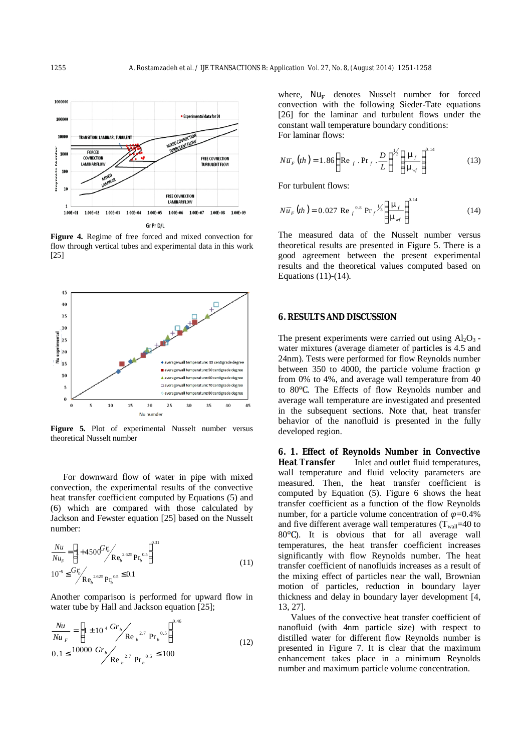Figure 4. Regime of free forced and mixed convection for flow through vertical tubes and experimental data in this work [25]

Figure 5. Plot of experimental Nusselt number versus theoretical Nusselt number

For downward flow of water in pipe with mixed convection, the experimental results of the convective heat transfer coefficient computed by Equations (5) and (6) which are compared with those calculated by Jackson and Fewster equation [25] based on the Nusselt number:

$$\frac{Nu}{Nu_F} = \left[1 + 4500 \frac{Gr_b}{Re_b^{2.625} Pr_b^{0.5}}\right]^{0.31}$$
$$10^{-5} \leq \frac{Gr_b}{Re_b^{2.625} Pr_b^{0.5}} \leq 0.1 \tag{11}$$

Another comparison is performed for upward flow in water tube by Hall and Jackson equation [25];

$$\frac{Nu}{Nu_F} = \left[1 \pm 10^4 \frac{Gr_b}{Re_b^{2.7} Pr_b^{0.5}}\right]^{0.46}$$
$$0.1 \leq \frac{10000\ Gr_b}{Re_b^{2.7} Pr_b^{0.5}} \leq 100 \tag{12}$$

where, $Nu_F$ denotes Nusselt number for forced convection with the following Sieder-Tate equations [26] for the laminar and turbulent flows under the constant wall temperature boundary conditions:

For laminar flows:

$$N\overline{u}_F(th) = 1.86 \left(Re_f \cdot Pr_f \cdot \frac{D}{L}\right)^{1/3} \left(\frac{\mu_f}{\mu_{wf}}\right)^{0.14} \tag{13}$$

For turbulent flows:

$$N\overline{u}_F(th) = 0.027\ Re_f^{\ 0.8}\ Pr_f^{\ 1/3} \left(\frac{\mu_f}{\mu_{wf}}\right)^{0.14} \tag{14}$$

The measured data of the Nusselt number versus theoretical results are presented in Figure 5. There is a good agreement between the present experimental results and the theoretical values computed based on Equations (11)-(14).

## 6. RESULTS AND DISCUSSION

The present experiments were carried out using $Al_2O_3$ -water mixtures (average diameter of particles is 4.5 and 24nm). Tests were performed for flow Reynolds number between 350 to 4000, the particle volume fraction $\varphi$ from 0% to 4%, and average wall temperature from 40 to 80°C. The Effects of flow Reynolds number and average wall temperature are investigated and presented in the subsequent sections. Note that, heat transfer behavior of the nanofluid is presented in the fully developed region.

**6. 1. Effect of Reynolds Number in Convective Heat Transfer** Inlet and outlet fluid temperatures, wall temperature and fluid velocity parameters are measured. Then, the heat transfer coefficient is computed by Equation (5). Figure 6 shows the heat transfer coefficient as a function of the flow Reynolds number, for a particle volume concentration of $\varphi$=0.4% and five different average wall temperatures ($T_{wall}$=40 to 80°C). It is obvious that for all average wall temperatures, the heat transfer coefficient increases significantly with flow Reynolds number. The heat transfer coefficient of nanofluids increases as a result of the mixing effect of particles near the wall, Brownian motion of particles, reduction in boundary layer thickness and delay in boundary layer development [4, 13, 27].

Values of the convective heat transfer coefficient of nanofluid (with 4nm particle size) with respect to distilled water for different flow Reynolds number is presented in Figure 7. It is clear that the maximum enhancement takes place in a minimum Reynolds number and maximum particle volume concentration.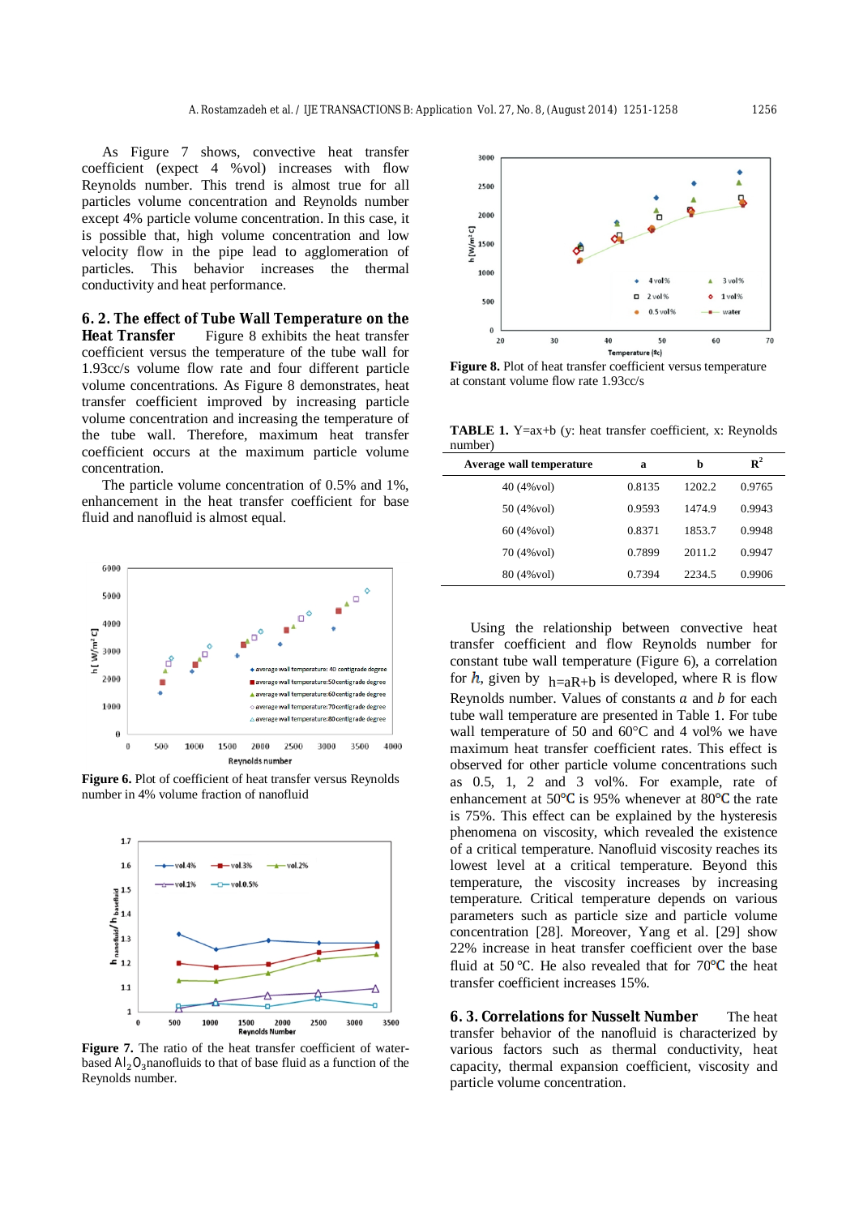As Figure 7 shows, convective heat transfer coefficient (expect 4 %vol) increases with flow Reynolds number. This trend is almost true for all particles volume concentration and Reynolds number except 4% particle volume concentration. In this case, it is possible that, high volume concentration and low velocity flow in the pipe lead to agglomeration of particles. This behavior increases the thermal conductivity and heat performance.

## 6. 2. The effect of Tube Wall Temperature on the Heat Transfer

Figure 8 exhibits the heat transfer coefficient versus the temperature of the tube wall for 1.93cc/s volume flow rate and four different particle volume concentrations. As Figure 8 demonstrates, heat transfer coefficient improved by increasing particle volume concentration and increasing the temperature of the tube wall. Therefore, maximum heat transfer coefficient occurs at the maximum particle volume concentration.

The particle volume concentration of 0.5% and 1%, enhancement in the heat transfer coefficient for base fluid and nanofluid is almost equal.

**Figure 6.** Plot of coefficient of heat transfer versus Reynolds number in 4% volume fraction of nanofluid

**Figure 7.** The ratio of the heat transfer coefficient of water-based $Al_2O_3$ nanofluids to that of base fluid as a function of the Reynolds number.

**Figure 8.** Plot of heat transfer coefficient versus temperature at constant volume flow rate 1.93cc/s

**TABLE 1.** Y=ax+b (y: heat transfer coefficient, x: Reynolds number)

| Average wall temperature | a | b | $R^2$ |
|---|---|---|---|
| 40 (4%vol) | 0.8135 | 1202.2 | 0.9765 |
| 50 (4%vol) | 0.9593 | 1474.9 | 0.9943 |
| 60 (4%vol) | 0.8371 | 1853.7 | 0.9948 |
| 70 (4%vol) | 0.7899 | 2011.2 | 0.9947 |
| 80 (4%vol) | 0.7394 | 2234.5 | 0.9906 |

Using the relationship between convective heat transfer coefficient and flow Reynolds number for constant tube wall temperature (Figure 6), a correlation for $h$, given by $h=aR+b$ is developed, where R is flow Reynolds number. Values of constants $a$ and $b$ for each tube wall temperature are presented in Table 1. For tube wall temperature of 50 and 60°C and 4 vol% we have maximum heat transfer coefficient rates. This effect is observed for other particle volume concentrations such as 0.5, 1, 2 and 3 vol%. For example, rate of enhancement at 50℃ is 95% whenever at 80℃ the rate is 75%. This effect can be explained by the hysteresis phenomena on viscosity, which revealed the existence of a critical temperature. Nanofluid viscosity reaches its lowest level at a critical temperature. Beyond this temperature, the viscosity increases by increasing temperature. Critical temperature depends on various parameters such as particle size and particle volume concentration [28]. Moreover, Yang et al. [29] show 22% increase in heat transfer coefficient over the base fluid at 50 °C. He also revealed that for 70℃ the heat transfer coefficient increases 15%.

## 6. 3. Correlations for Nusselt Number

The heat transfer behavior of the nanofluid is characterized by various factors such as thermal conductivity, heat capacity, thermal expansion coefficient, viscosity and particle volume concentration.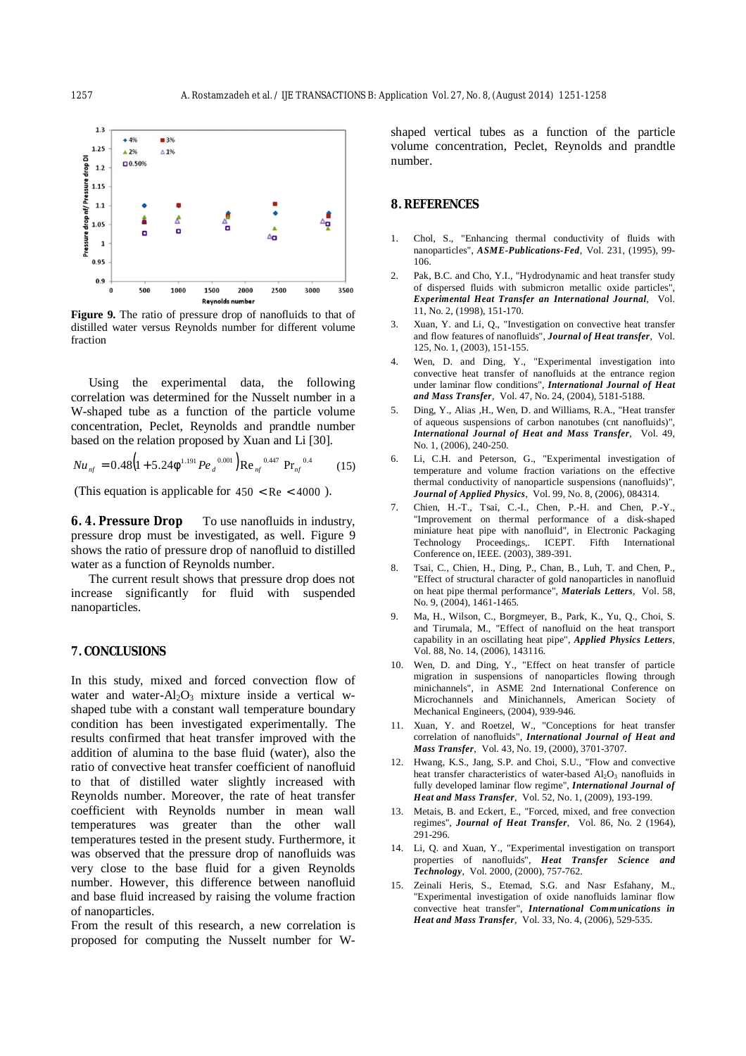Figure 9. The ratio of pressure drop of nanofluids to that of distilled water versus Reynolds number for different volume fraction

Using the experimental data, the following correlation was determined for the Nusselt number in a W-shaped tube as a function of the particle volume concentration, Peclet, Reynolds and prandtle number based on the relation proposed by Xuan and Li [30].

$$Nu_{nf} = 0.48\left(1 + 5.24\phi^{1.191} Pe_d^{\,0.001}\right)\mathrm{Re}_{nf}^{\,0.447}\,\mathrm{Pr}_{nf}^{\,0.4} \tag{15}$$

(This equation is applicable for $450 < \mathrm{Re} < 4000$ ).

### 6. 4. Pressure Drop

To use nanofluids in industry, pressure drop must be investigated, as well. Figure 9 shows the ratio of pressure drop of nanofluid to distilled water as a function of Reynolds number.

The current result shows that pressure drop does not increase significantly for fluid with suspended nanoparticles.

## 7. CONCLUSIONS

In this study, mixed and forced convection flow of water and water-$Al_2O_3$ mixture inside a vertical w-shaped tube with a constant wall temperature boundary condition has been investigated experimentally. The results confirmed that heat transfer improved with the addition of alumina to the base fluid (water), also the ratio of convective heat transfer coefficient of nanofluid to that of distilled water slightly increased with Reynolds number. Moreover, the rate of heat transfer coefficient with Reynolds number in mean wall temperatures was greater than the other wall temperatures tested in the present study. Furthermore, it was observed that the pressure drop of nanofluids was very close to the base fluid for a given Reynolds number. However, this difference between nanofluid and base fluid increased by raising the volume fraction of nanoparticles.

From the result of this research, a new correlation is proposed for computing the Nusselt number for W-shaped vertical tubes as a function of the particle volume concentration, Peclet, Reynolds and prandtle number.

## 8. REFERENCES

1. Chol, S., "Enhancing thermal conductivity of fluids with nanoparticles", ***ASME-Publications-Fed***, Vol. 231, (1995), 99-106.
2. Pak, B.C. and Cho, Y.I., "Hydrodynamic and heat transfer study of dispersed fluids with submicron metallic oxide particles", ***Experimental Heat Transfer an International Journal***, Vol. 11, No. 2, (1998), 151-170.
3. Xuan, Y. and Li, Q., "Investigation on convective heat transfer and flow features of nanofluids", ***Journal of Heat transfer***, Vol. 125, No. 1, (2003), 151-155.
4. Wen, D. and Ding, Y., "Experimental investigation into convective heat transfer of nanofluids at the entrance region under laminar flow conditions", ***International Journal of Heat and Mass Transfer***, Vol. 47, No. 24, (2004), 5181-5188.
5. Ding, Y., Alias ,H., Wen, D. and Williams, R.A., "Heat transfer of aqueous suspensions of carbon nanotubes (cnt nanofluids)", ***International Journal of Heat and Mass Transfer***, Vol. 49, No. 1, (2006), 240-250.
6. Li, C.H. and Peterson, G., "Experimental investigation of temperature and volume fraction variations on the effective thermal conductivity of nanoparticle suspensions (nanofluids)", ***Journal of Applied Physics***, Vol. 99, No. 8, (2006), 084314.
7. Chien, H.-T., Tsai, C.-I., Chen, P.-H. and Chen, P.-Y., "Improvement on thermal performance of a disk-shaped miniature heat pipe with nanofluid", in Electronic Packaging Technology Proceedings,. ICEPT. Fifth International Conference on, IEEE. (2003), 389-391.
8. Tsai, C., Chien, H., Ding, P., Chan, B., Luh, T. and Chen, P., "Effect of structural character of gold nanoparticles in nanofluid on heat pipe thermal performance", ***Materials Letters***, Vol. 58, No. 9, (2004), 1461-1465.
9. Ma, H., Wilson, C., Borgmeyer, B., Park, K., Yu, Q., Choi, S. and Tirumala, M., "Effect of nanofluid on the heat transport capability in an oscillating heat pipe", ***Applied Physics Letters***, Vol. 88, No. 14, (2006), 143116.
10. Wen, D. and Ding, Y., "Effect on heat transfer of particle migration in suspensions of nanoparticles flowing through minichannels", in ASME 2nd International Conference on Microchannels and Minichannels, American Society of Mechanical Engineers, (2004), 939-946.
11. Xuan, Y. and Roetzel, W., "Conceptions for heat transfer correlation of nanofluids", ***International Journal of Heat and Mass Transfer***, Vol. 43, No. 19, (2000), 3701-3707.
12. Hwang, K.S., Jang, S.P. and Choi, S.U., "Flow and convective heat transfer characteristics of water-based $Al_2O_3$ nanofluids in fully developed laminar flow regime", ***International Journal of Heat and Mass Transfer***, Vol. 52, No. 1, (2009), 193-199.
13. Metais, B. and Eckert, E., "Forced, mixed, and free convection regimes", ***Journal of Heat Transfer***, Vol. 86, No. 2 (1964), 291-296.
14. Li, Q. and Xuan, Y., "Experimental investigation on transport properties of nanofluids", ***Heat Transfer Science and Technology***, Vol. 2000, (2000), 757-762.
15. Zeinali Heris, S., Etemad, S.G. and Nasr Esfahany, M., "Experimental investigation of oxide nanofluids laminar flow convective heat transfer", ***International Communications in Heat and Mass Transfer***, Vol. 33, No. 4, (2006), 529-535.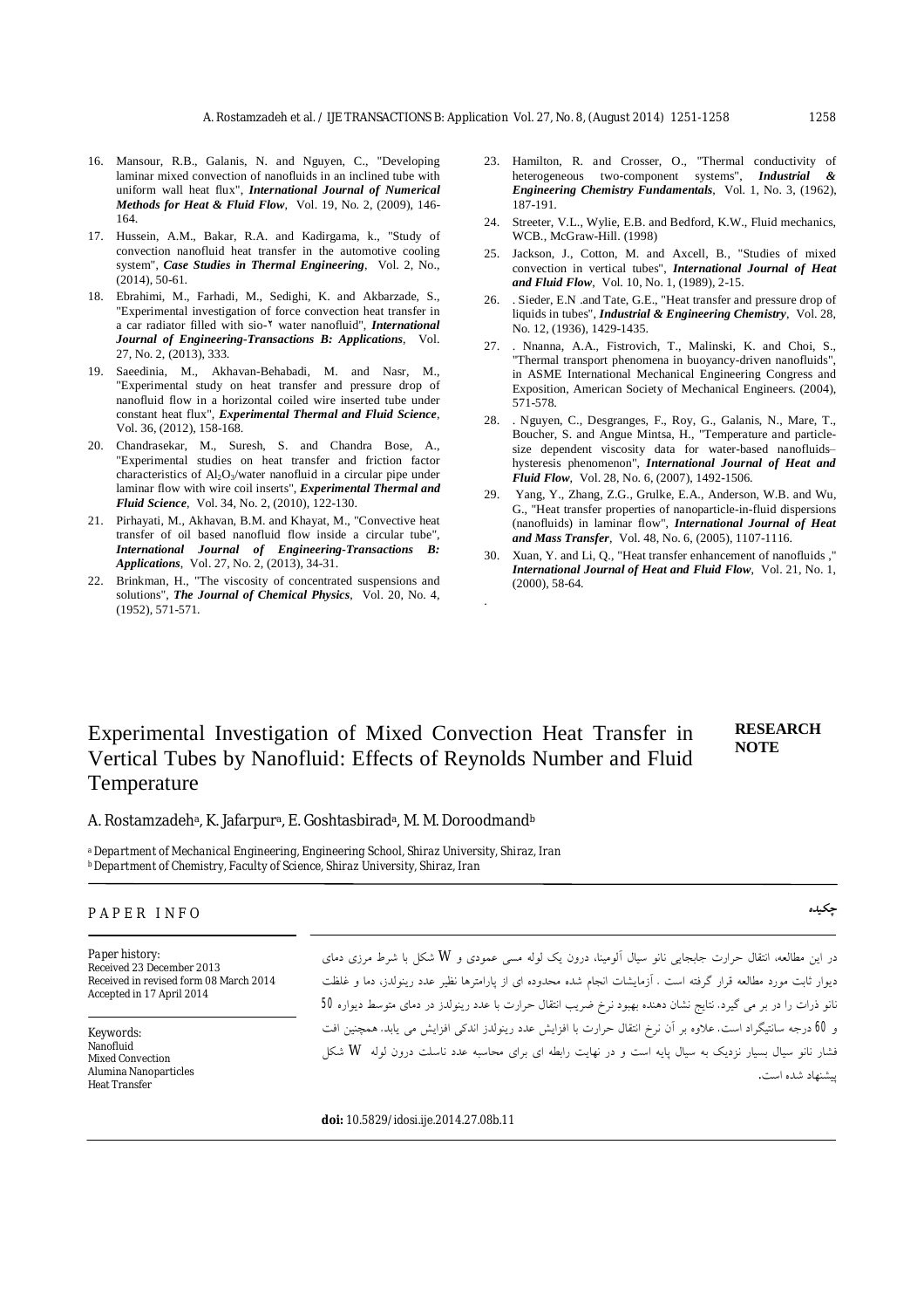16. Mansour, R.B., Galanis, N. and Nguyen, C., "Developing laminar mixed convection of nanofluids in an inclined tube with uniform wall heat flux", ***International Journal of Numerical Methods for Heat & Fluid Flow***, Vol. 19, No. 2, (2009), 146-164.
17. Hussein, A.M., Bakar, R.A. and Kadirgama, k., "Study of convection nanofluid heat transfer in the automotive cooling system", ***Case Studies in Thermal Engineering***, Vol. 2, No., (2014), 50-61.
18. Ebrahimi, M., Farhadi, M., Sedighi, K. and Akbarzade, S., "Experimental investigation of force convection heat transfer in a car radiator filled with sio-۲ water nanofluid", ***International Journal of Engineering-Transactions B: Applications***, Vol. 27, No. 2, (2013), 333.
19. Saeedinia, M., Akhavan-Behabadi, M. and Nasr, M., "Experimental study on heat transfer and pressure drop of nanofluid flow in a horizontal coiled wire inserted tube under constant heat flux", ***Experimental Thermal and Fluid Science***, Vol. 36, (2012), 158-168.
20. Chandrasekar, M., Suresh, S. and Chandra Bose, A., "Experimental studies on heat transfer and friction factor characteristics of $Al_2O_3$/water nanofluid in a circular pipe under laminar flow with wire coil inserts", ***Experimental Thermal and Fluid Science***, Vol. 34, No. 2, (2010), 122-130.
21. Pirhayati, M., Akhavan, B.M. and Khayat, M., "Convective heat transfer of oil based nanofluid flow inside a circular tube", ***International Journal of Engineering-Transactions B: Applications***, Vol. 27, No. 2, (2013), 34-31.
22. Brinkman, H., "The viscosity of concentrated suspensions and solutions", ***The Journal of Chemical Physics***, Vol. 20, No. 4, (1952), 571-571.
23. Hamilton, R. and Crosser, O., "Thermal conductivity of heterogeneous two-component systems", ***Industrial & Engineering Chemistry Fundamentals***, Vol. 1, No. 3, (1962), 187-191.
24. Streeter, V.L., Wylie, E.B. and Bedford, K.W., Fluid mechanics, WCB., McGraw-Hill. (1998)
25. Jackson, J., Cotton, M. and Axcell, B., "Studies of mixed convection in vertical tubes", ***International Journal of Heat and Fluid Flow***, Vol. 10, No. 1, (1989), 2-15.
26. . Sieder, E.N .and Tate, G.E., "Heat transfer and pressure drop of liquids in tubes", ***Industrial & Engineering Chemistry***, Vol. 28, No. 12, (1936), 1429-1435.
27. . Nnanna, A.A., Fistrovich, T., Malinski, K. and Choi, S., "Thermal transport phenomena in buoyancy-driven nanofluids", in ASME International Mechanical Engineering Congress and Exposition, American Society of Mechanical Engineers. (2004), 571-578.
28. . Nguyen, C., Desgranges, F., Roy, G., Galanis, N., Mare, T., Boucher, S. and Angue Mintsa, H., "Temperature and particle-size dependent viscosity data for water-based nanofluids–hysteresis phenomenon", ***International Journal of Heat and Fluid Flow***, Vol. 28, No. 6, (2007), 1492-1506.
29. Yang, Y., Zhang, Z.G., Grulke, E.A., Anderson, W.B. and Wu, G., "Heat transfer properties of nanoparticle-in-fluid dispersions (nanofluids) in laminar flow", ***International Journal of Heat and Mass Transfer***, Vol. 48, No. 6, (2005), 1107-1116.
30. Xuan, Y. and Li, Q., "Heat transfer enhancement of nanofluids ," ***International Journal of Heat and Fluid Flow***, Vol. 21, No. 1, (2000), 58-64.

# Experimental Investigation of Mixed Convection Heat Transfer in Vertical Tubes by Nanofluid: Effects of Reynolds Number and Fluid Temperature

**RESEARCH NOTE**

A. Rostamzadeh[a], K. Jafarpur[a], E. Goshtasbirad[a], M. M. Doroodmand[b]

[a] *Department of Mechanical Engineering, Engineering School, Shiraz University, Shiraz, Iran*
[b] *Department of Chemistry, Faculty of Science, Shiraz University, Shiraz, Iran*

## PAPER INFO

*Paper history:*
Received 23 December 2013
Received in revised form 08 March 2014
Accepted in 17 April 2014

*Keywords:*
Nanofluid
Mixed Convection
Alumina Nanoparticles
Heat Transfer

## چکیده

در این مطالعه، انتقال حرارت جابجایی نانو سیال آلومینا، درون یک لوله مسی عمودی و W شکل با شرط مرزی دمای دیوار ثابت مورد مطالعه قرار گرفته است . آزمایشات انجام شده محدوده ای از پارامترها نظیر عدد رینولدز، دما و غلظت نانو ذرات را در بر می گیرد. نتایج نشان دهنده بهبود نرخ ضریب انتقال حرارت با عدد رینولدز در دمای متوسط دیواره 50 و 60 درجه سانتیگراد است. علاوه بر آن نرخ انتقال حرارت با افزایش عدد رینولدز اندکی افزایش می یابد. همچنین افت فشار نانو سیال بسیار نزدیک به سیال پایه است و در نهایت رابطه ای برای محاسبه عدد ناسلت درون لوله W شکل پیشنهاد شده است.

**doi:** 10.5829/idosi.ije.2014.27.08b.11